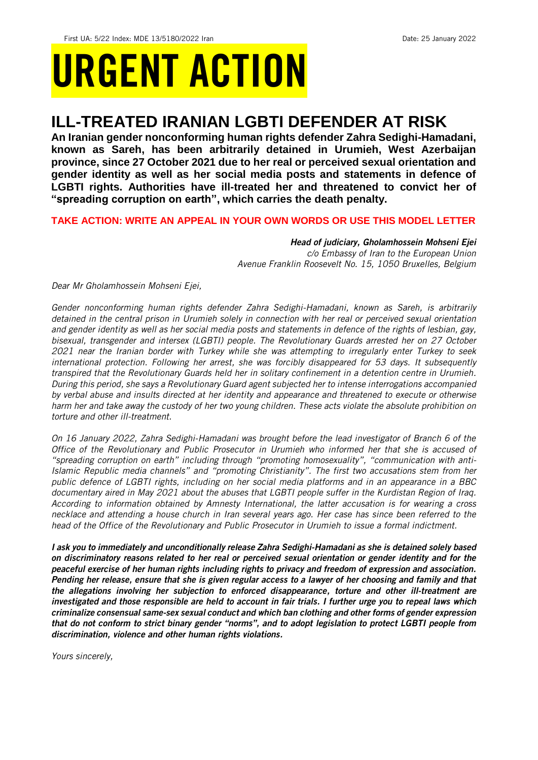First UA: 5/22 Index: MDE 13/5180/2022 Iran Date: 25 January 2022

# URGENT ACTION

## ILL-TREATED IRANIAN LGBTI DEFENDER AT RISK

**An Iranian gender nonconforming human rights defender Zahra Sedighi-Hamadani, known as Sareh, has been arbitrarily detained in Urumieh, West Azerbaijan province, since 27 October 2021 due to her real or perceived sexual orientation and gender identity as well as her social media posts and statements in defence of LGBTI rights. Authorities have ill-treated her and threatened to convict her of "spreading corruption on earth", which carries the death penalty.**

**TAKE ACTION: WRITE AN APPEAL IN YOUR OWN WORDS OR USE THIS MODEL LETTER**

***Head of judiciary, Gholamhossein Mohseni Ejei***
*c/o Embassy of Iran to the European Union*
*Avenue Franklin Roosevelt No. 15, 1050 Bruxelles, Belgium*

*Dear Mr Gholamhossein Mohseni Ejei,*

*Gender nonconforming human rights defender Zahra Sedighi-Hamadani, known as Sareh, is arbitrarily detained in the central prison in Urumieh solely in connection with her real or perceived sexual orientation and gender identity as well as her social media posts and statements in defence of the rights of lesbian, gay, bisexual, transgender and intersex (LGBTI) people. The Revolutionary Guards arrested her on 27 October 2021 near the Iranian border with Turkey while she was attempting to irregularly enter Turkey to seek international protection. Following her arrest, she was forcibly disappeared for 53 days. It subsequently transpired that the Revolutionary Guards held her in solitary confinement in a detention centre in Urumieh. During this period, she says a Revolutionary Guard agent subjected her to intense interrogations accompanied by verbal abuse and insults directed at her identity and appearance and threatened to execute or otherwise harm her and take away the custody of her two young children. These acts violate the absolute prohibition on torture and other ill-treatment.*

*On 16 January 2022, Zahra Sedighi-Hamadani was brought before the lead investigator of Branch 6 of the Office of the Revolutionary and Public Prosecutor in Urumieh who informed her that she is accused of "spreading corruption on earth" including through "promoting homosexuality", "communication with anti-Islamic Republic media channels" and "promoting Christianity". The first two accusations stem from her public defence of LGBTI rights, including on her social media platforms and in an appearance in a BBC documentary aired in May 2021 about the abuses that LGBTI people suffer in the Kurdistan Region of Iraq. According to information obtained by Amnesty International, the latter accusation is for wearing a cross necklace and attending a house church in Iran several years ago. Her case has since been referred to the head of the Office of the Revolutionary and Public Prosecutor in Urumieh to issue a formal indictment.*

***I ask you to immediately and unconditionally release Zahra Sedighi-Hamadani as she is detained solely based on discriminatory reasons related to her real or perceived sexual orientation or gender identity and for the peaceful exercise of her human rights including rights to privacy and freedom of expression and association. Pending her release, ensure that she is given regular access to a lawyer of her choosing and family and that the allegations involving her subjection to enforced disappearance, torture and other ill-treatment are investigated and those responsible are held to account in fair trials. I further urge you to repeal laws which criminalize consensual same-sex sexual conduct and which ban clothing and other forms of gender expression that do not conform to strict binary gender "norms", and to adopt legislation to protect LGBTI people from discrimination, violence and other human rights violations.***

*Yours sincerely,*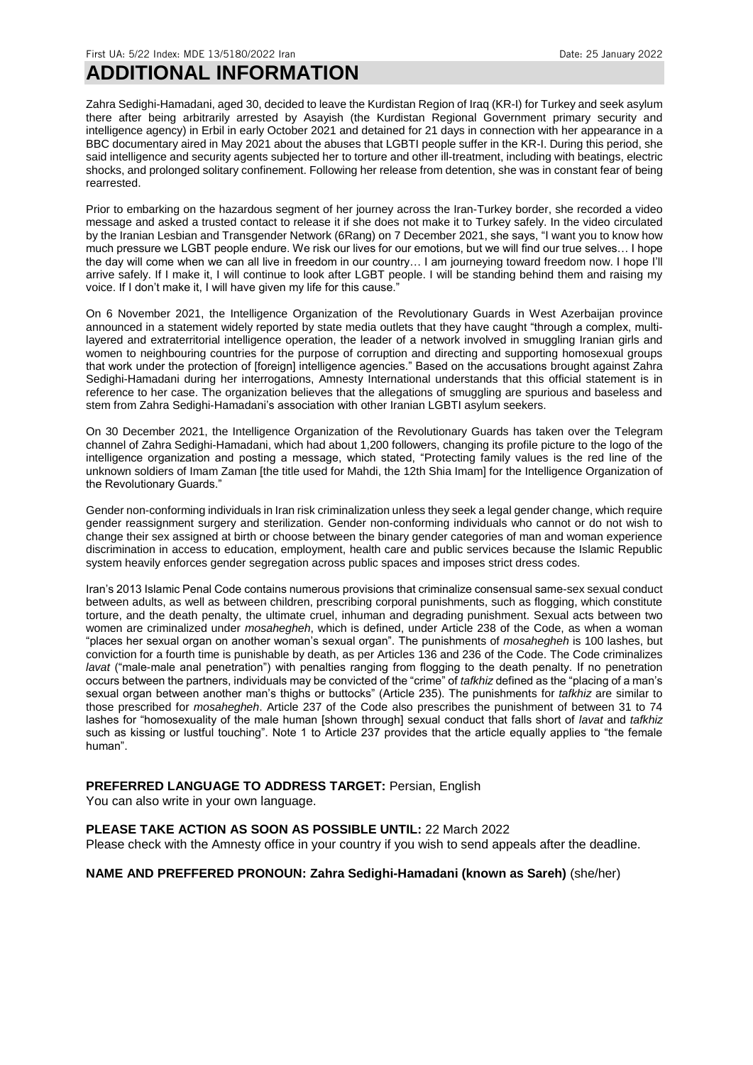# ADDITIONAL INFORMATION

Zahra Sedighi-Hamadani, aged 30, decided to leave the Kurdistan Region of Iraq (KR-I) for Turkey and seek asylum there after being arbitrarily arrested by Asayish (the Kurdistan Regional Government primary security and intelligence agency) in Erbil in early October 2021 and detained for 21 days in connection with her appearance in a BBC documentary aired in May 2021 about the abuses that LGBTI people suffer in the KR-I. During this period, she said intelligence and security agents subjected her to torture and other ill-treatment, including with beatings, electric shocks, and prolonged solitary confinement. Following her release from detention, she was in constant fear of being rearrested.

Prior to embarking on the hazardous segment of her journey across the Iran-Turkey border, she recorded a video message and asked a trusted contact to release it if she does not make it to Turkey safely. In the video circulated by the Iranian Lesbian and Transgender Network (6Rang) on 7 December 2021, she says, "I want you to know how much pressure we LGBT people endure. We risk our lives for our emotions, but we will find our true selves… I hope the day will come when we can all live in freedom in our country… I am journeying toward freedom now. I hope I'll arrive safely. If I make it, I will continue to look after LGBT people. I will be standing behind them and raising my voice. If I don't make it, I will have given my life for this cause."

On 6 November 2021, the Intelligence Organization of the Revolutionary Guards in West Azerbaijan province announced in a statement widely reported by state media outlets that they have caught "through a complex, multi-layered and extraterritorial intelligence operation, the leader of a network involved in smuggling Iranian girls and women to neighbouring countries for the purpose of corruption and directing and supporting homosexual groups that work under the protection of [foreign] intelligence agencies." Based on the accusations brought against Zahra Sedighi-Hamadani during her interrogations, Amnesty International understands that this official statement is in reference to her case. The organization believes that the allegations of smuggling are spurious and baseless and stem from Zahra Sedighi-Hamadani's association with other Iranian LGBTI asylum seekers.

On 30 December 2021, the Intelligence Organization of the Revolutionary Guards has taken over the Telegram channel of Zahra Sedighi-Hamadani, which had about 1,200 followers, changing its profile picture to the logo of the intelligence organization and posting a message, which stated, "Protecting family values is the red line of the unknown soldiers of Imam Zaman [the title used for Mahdi, the 12th Shia Imam] for the Intelligence Organization of the Revolutionary Guards."

Gender non-conforming individuals in Iran risk criminalization unless they seek a legal gender change, which require gender reassignment surgery and sterilization. Gender non-conforming individuals who cannot or do not wish to change their sex assigned at birth or choose between the binary gender categories of man and woman experience discrimination in access to education, employment, health care and public services because the Islamic Republic system heavily enforces gender segregation across public spaces and imposes strict dress codes.

Iran's 2013 Islamic Penal Code contains numerous provisions that criminalize consensual same-sex sexual conduct between adults, as well as between children, prescribing corporal punishments, such as flogging, which constitute torture, and the death penalty, the ultimate cruel, inhuman and degrading punishment. Sexual acts between two women are criminalized under *mosahegheh*, which is defined, under Article 238 of the Code, as when a woman "places her sexual organ on another woman's sexual organ". The punishments of *mosahegheh* is 100 lashes, but conviction for a fourth time is punishable by death, as per Articles 136 and 236 of the Code. The Code criminalizes *lavat* ("male-male anal penetration") with penalties ranging from flogging to the death penalty. If no penetration occurs between the partners, individuals may be convicted of the "crime" of *tafkhiz* defined as the "placing of a man's sexual organ between another man's thighs or buttocks" (Article 235). The punishments for *tafkhiz* are similar to those prescribed for *mosahegheh*. Article 237 of the Code also prescribes the punishment of between 31 to 74 lashes for "homosexuality of the male human [shown through] sexual conduct that falls short of *lavat* and *tafkhiz* such as kissing or lustful touching". Note 1 to Article 237 provides that the article equally applies to "the female human".

**PREFERRED LANGUAGE TO ADDRESS TARGET:** Persian, English
You can also write in your own language.

**PLEASE TAKE ACTION AS SOON AS POSSIBLE UNTIL:** 22 March 2022
Please check with the Amnesty office in your country if you wish to send appeals after the deadline.

**NAME AND PREFFERED PRONOUN: Zahra Sedighi-Hamadani (known as Sareh)** (she/her)